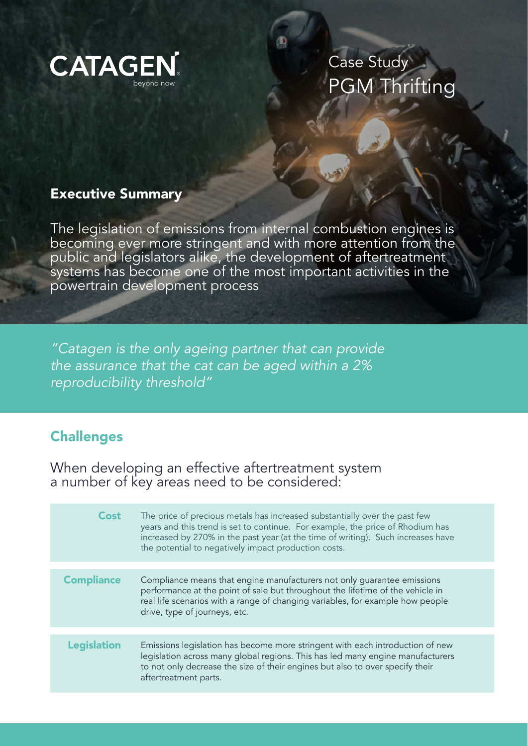CATAGEN
beyond now

# Case Study
# PGM Thrifting

## Executive Summary

The legislation of emissions from internal combustion engines is becoming ever more stringent and with more attention from the public and legislators alike, the development of aftertreatment systems has become one of the most important activities in the powertrain development process

*"Catagen is the only ageing partner that can provide the assurance that the cat can be aged within a 2% reproducibility threshold"*

## Challenges

When developing an effective aftertreatment system a number of key areas need to be considered:

| | |
|---|---|
| **Cost** | The price of precious metals has increased substantially over the past few years and this trend is set to continue. For example, the price of Rhodium has increased by 270% in the past year (at the time of writing). Such increases have the potential to negatively impact production costs. |
| **Compliance** | Compliance means that engine manufacturers not only guarantee emissions performance at the point of sale but throughout the lifetime of the vehicle in real life scenarios with a range of changing variables, for example how people drive, type of journeys, etc. |
| **Legislation** | Emissions legislation has become more stringent with each introduction of new legislation across many global regions. This has led many engine manufacturers to not only decrease the size of their engines but also to over specify their aftertreatment parts. |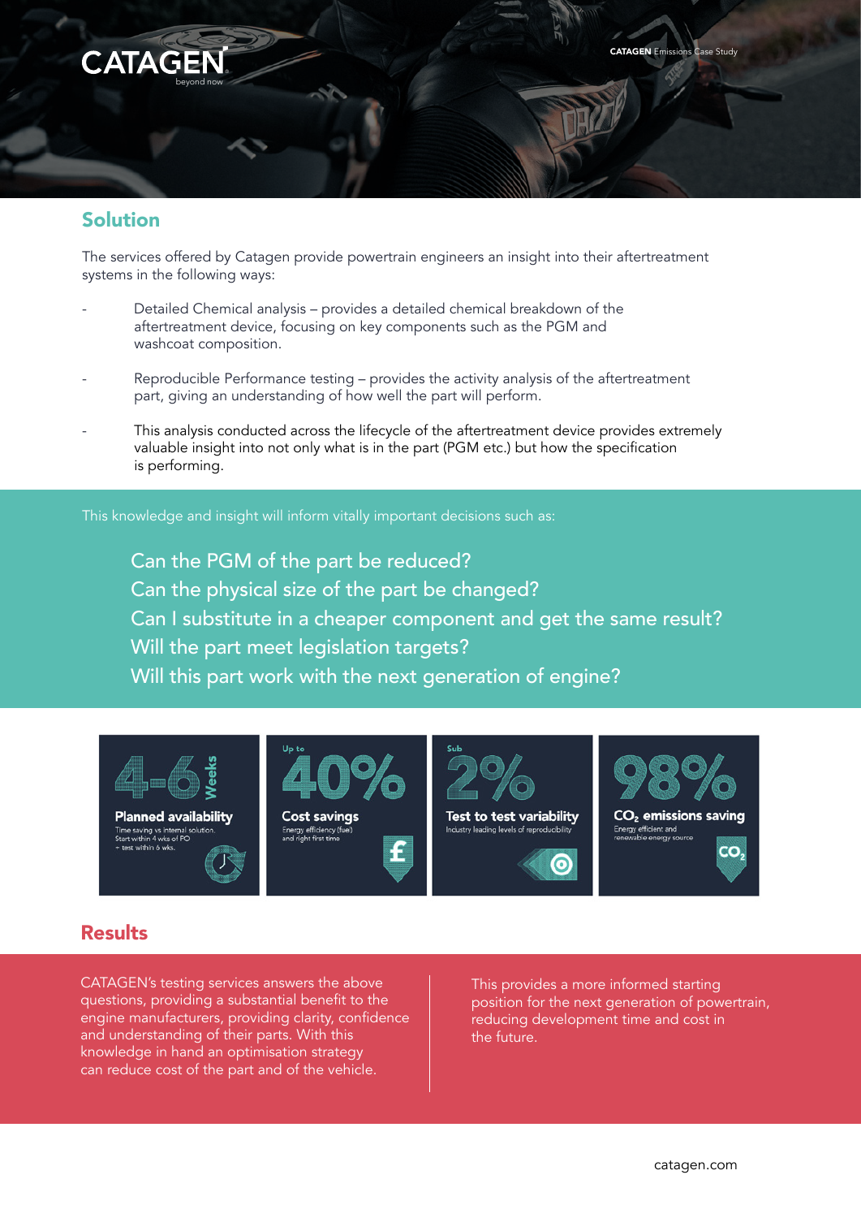## Solution

The services offered by Catagen provide powertrain engineers an insight into their aftertreatment systems in the following ways:

- Detailed Chemical analysis – provides a detailed chemical breakdown of the aftertreatment device, focusing on key components such as the PGM and washcoat composition.
- Reproducible Performance testing – provides the activity analysis of the aftertreatment part, giving an understanding of how well the part will perform.
- This analysis conducted across the lifecycle of the aftertreatment device provides extremely valuable insight into not only what is in the part (PGM etc.) but how the specification is performing.

This knowledge and insight will inform vitally important decisions such as:

Can the PGM of the part be reduced?
Can the physical size of the part be changed?
Can I substitute in a cheaper component and get the same result?
Will the part meet legislation targets?
Will this part work with the next generation of engine?

**4-6 Weeks**
**Planned availability**
Time saving vs internal solution.
Start within 4 wks of PO + test within 6 wks.

**Up to 40%**
**Cost savings**
Energy efficiency (fuel) and right first time

**Sub 2%**
**Test to test variability**
Industry leading levels of reproducibility

**98%**
**$CO_2$ emissions saving**
Energy efficient and renewable energy source

## Results

CATAGEN's testing services answers the above questions, providing a substantial benefit to the engine manufacturers, providing clarity, confidence and understanding of their parts. With this knowledge in hand an optimisation strategy can reduce cost of the part and of the vehicle.

This provides a more informed starting position for the next generation of powertrain, reducing development time and cost in the future.

catagen.com